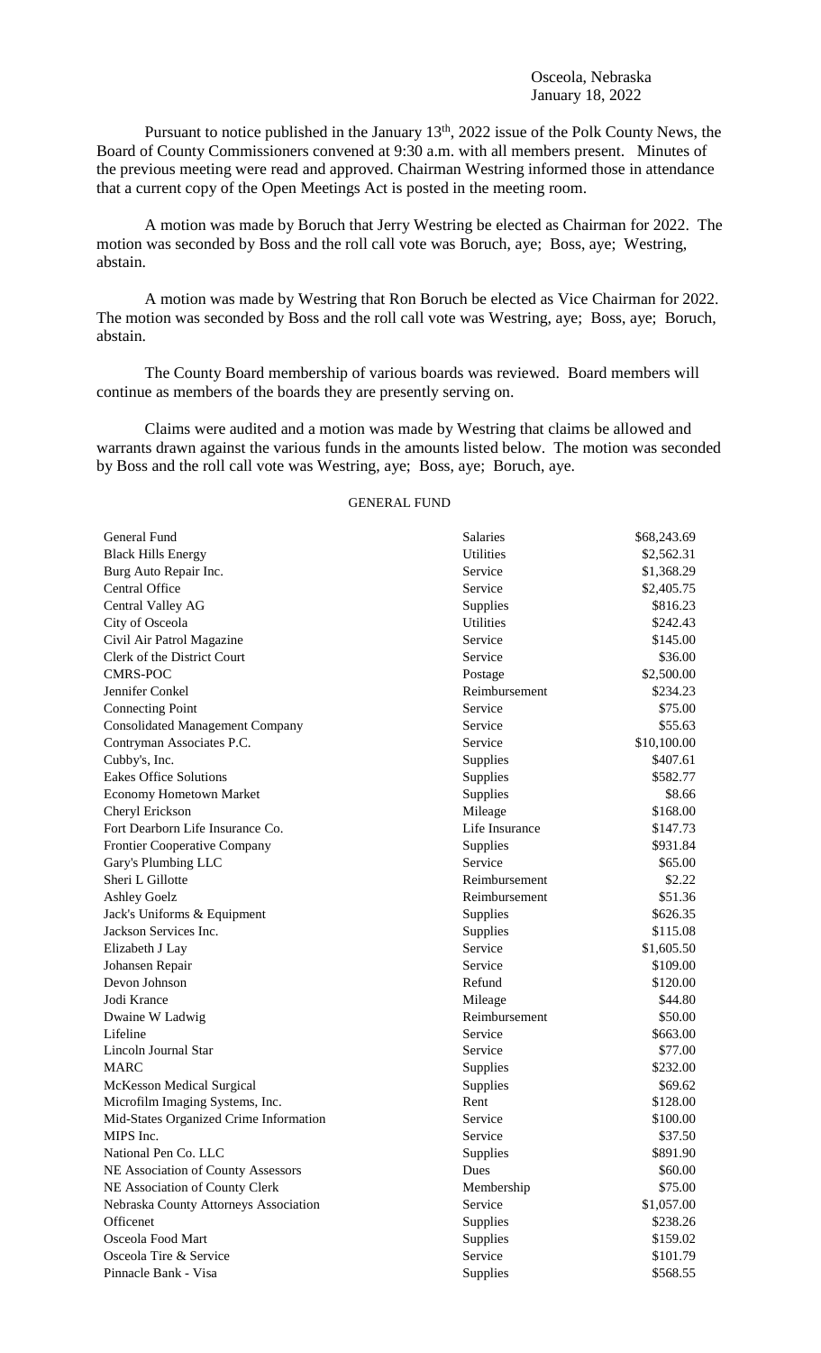Osceola, Nebraska
January 18, 2022

Pursuant to notice published in the January 13th, 2022 issue of the Polk County News, the Board of County Commissioners convened at 9:30 a.m. with all members present. Minutes of the previous meeting were read and approved. Chairman Westring informed those in attendance that a current copy of the Open Meetings Act is posted in the meeting room.

A motion was made by Boruch that Jerry Westring be elected as Chairman for 2022. The motion was seconded by Boss and the roll call vote was Boruch, aye; Boss, aye; Westring, abstain.

A motion was made by Westring that Ron Boruch be elected as Vice Chairman for 2022. The motion was seconded by Boss and the roll call vote was Westring, aye; Boss, aye; Boruch, abstain.

The County Board membership of various boards was reviewed. Board members will continue as members of the boards they are presently serving on.

Claims were audited and a motion was made by Westring that claims be allowed and warrants drawn against the various funds in the amounts listed below. The motion was seconded by Boss and the roll call vote was Westring, aye; Boss, aye; Boruch, aye.

GENERAL FUND

| | | |
|---|---|---|
| General Fund | Salaries | $68,243.69 |
| Black Hills Energy | Utilities | $2,562.31 |
| Burg Auto Repair Inc. | Service | $1,368.29 |
| Central Office | Service | $2,405.75 |
| Central Valley AG | Supplies | $816.23 |
| City of Osceola | Utilities | $242.43 |
| Civil Air Patrol Magazine | Service | $145.00 |
| Clerk of the District Court | Service | $36.00 |
| CMRS-POC | Postage | $2,500.00 |
| Jennifer Conkel | Reimbursement | $234.23 |
| Connecting Point | Service | $75.00 |
| Consolidated Management Company | Service | $55.63 |
| Contryman Associates P.C. | Service | $10,100.00 |
| Cubby's, Inc. | Supplies | $407.61 |
| Eakes Office Solutions | Supplies | $582.77 |
| Economy Hometown Market | Supplies | $8.66 |
| Cheryl Erickson | Mileage | $168.00 |
| Fort Dearborn Life Insurance Co. | Life Insurance | $147.73 |
| Frontier Cooperative Company | Supplies | $931.84 |
| Gary's Plumbing LLC | Service | $65.00 |
| Sheri L Gillotte | Reimbursement | $2.22 |
| Ashley Goelz | Reimbursement | $51.36 |
| Jack's Uniforms & Equipment | Supplies | $626.35 |
| Jackson Services Inc. | Supplies | $115.08 |
| Elizabeth J Lay | Service | $1,605.50 |
| Johansen Repair | Service | $109.00 |
| Devon Johnson | Refund | $120.00 |
| Jodi Krance | Mileage | $44.80 |
| Dwaine W Ladwig | Reimbursement | $50.00 |
| Lifeline | Service | $663.00 |
| Lincoln Journal Star | Service | $77.00 |
| MARC | Supplies | $232.00 |
| McKesson Medical Surgical | Supplies | $69.62 |
| Microfilm Imaging Systems, Inc. | Rent | $128.00 |
| Mid-States Organized Crime Information | Service | $100.00 |
| MIPS Inc. | Service | $37.50 |
| National Pen Co. LLC | Supplies | $891.90 |
| NE Association of County Assessors | Dues | $60.00 |
| NE Association of County Clerk | Membership | $75.00 |
| Nebraska County Attorneys Association | Service | $1,057.00 |
| Officenet | Supplies | $238.26 |
| Osceola Food Mart | Supplies | $159.02 |
| Osceola Tire & Service | Service | $101.79 |
| Pinnacle Bank - Visa | Supplies | $568.55 |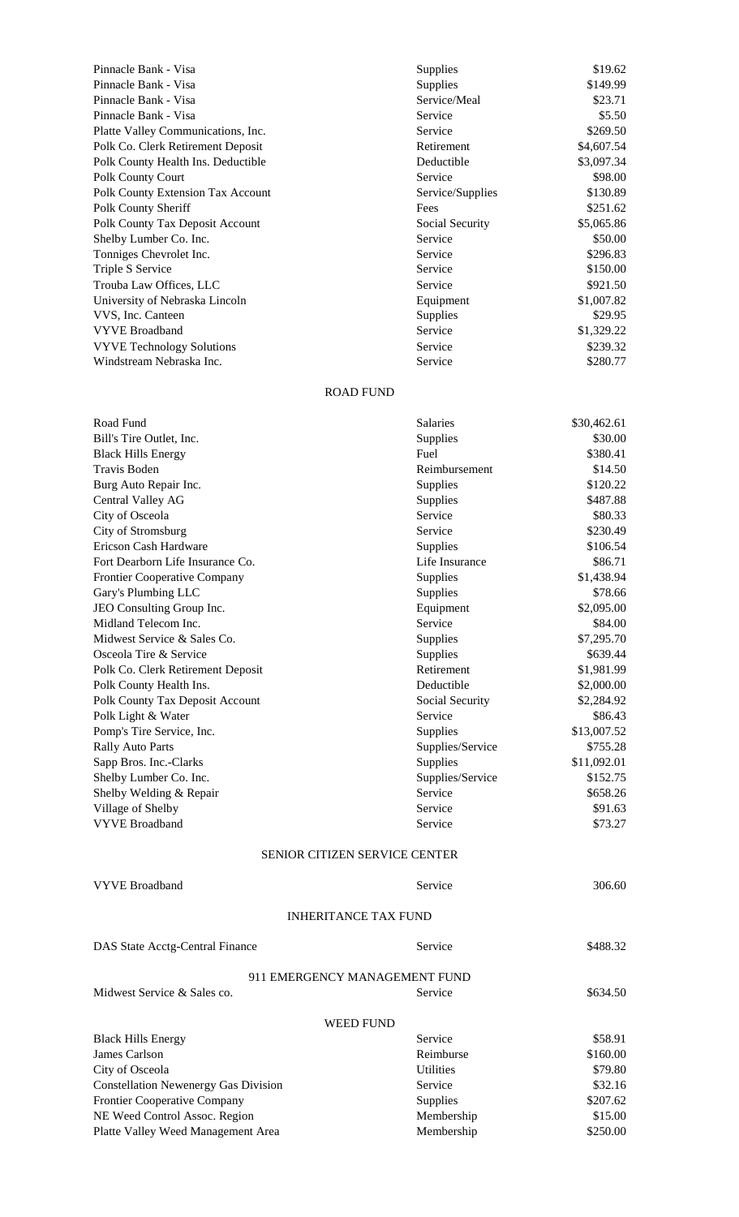| | | |
|---|---|---|
| Pinnacle Bank - Visa | Supplies | $19.62 |
| Pinnacle Bank - Visa | Supplies | $149.99 |
| Pinnacle Bank - Visa | Service/Meal | $23.71 |
| Pinnacle Bank - Visa | Service | $5.50 |
| Platte Valley Communications, Inc. | Service | $269.50 |
| Polk Co. Clerk Retirement Deposit | Retirement | $4,607.54 |
| Polk County Health Ins. Deductible | Deductible | $3,097.34 |
| Polk County Court | Service | $98.00 |
| Polk County Extension Tax Account | Service/Supplies | $130.89 |
| Polk County Sheriff | Fees | $251.62 |
| Polk County Tax Deposit Account | Social Security | $5,065.86 |
| Shelby Lumber Co. Inc. | Service | $50.00 |
| Tonniges Chevrolet Inc. | Service | $296.83 |
| Triple S Service | Service | $150.00 |
| Trouba Law Offices, LLC | Service | $921.50 |
| University of Nebraska Lincoln | Equipment | $1,007.82 |
| VVS, Inc. Canteen | Supplies | $29.95 |
| VYVE Broadband | Service | $1,329.22 |
| VYVE Technology Solutions | Service | $239.32 |
| Windstream Nebraska Inc. | Service | $280.77 |

ROAD FUND

| | | |
|---|---|---|
| Road Fund | Salaries | $30,462.61 |
| Bill's Tire Outlet, Inc. | Supplies | $30.00 |
| Black Hills Energy | Fuel | $380.41 |
| Travis Boden | Reimbursement | $14.50 |
| Burg Auto Repair Inc. | Supplies | $120.22 |
| Central Valley AG | Supplies | $487.88 |
| City of Osceola | Service | $80.33 |
| City of Stromsburg | Service | $230.49 |
| Ericson Cash Hardware | Supplies | $106.54 |
| Fort Dearborn Life Insurance Co. | Life Insurance | $86.71 |
| Frontier Cooperative Company | Supplies | $1,438.94 |
| Gary's Plumbing LLC | Supplies | $78.66 |
| JEO Consulting Group Inc. | Equipment | $2,095.00 |
| Midland Telecom Inc. | Service | $84.00 |
| Midwest Service & Sales Co. | Supplies | $7,295.70 |
| Osceola Tire & Service | Supplies | $639.44 |
| Polk Co. Clerk Retirement Deposit | Retirement | $1,981.99 |
| Polk County Health Ins. | Deductible | $2,000.00 |
| Polk County Tax Deposit Account | Social Security | $2,284.92 |
| Polk Light & Water | Service | $86.43 |
| Pomp's Tire Service, Inc. | Supplies | $13,007.52 |
| Rally Auto Parts | Supplies/Service | $755.28 |
| Sapp Bros. Inc.-Clarks | Supplies | $11,092.01 |
| Shelby Lumber Co. Inc. | Supplies/Service | $152.75 |
| Shelby Welding & Repair | Service | $658.26 |
| Village of Shelby | Service | $91.63 |
| VYVE Broadband | Service | $73.27 |

SENIOR CITIZEN SERVICE CENTER

| | | |
|---|---|---|
| VYVE Broadband | Service | 306.60 |

INHERITANCE TAX FUND

| | | |
|---|---|---|
| DAS State Acctg-Central Finance | Service | $488.32 |

911 EMERGENCY MANAGEMENT FUND

| | | |
|---|---|---|
| Midwest Service & Sales co. | Service | $634.50 |

WEED FUND

| | | |
|---|---|---|
| Black Hills Energy | Service | $58.91 |
| James Carlson | Reimburse | $160.00 |
| City of Osceola | Utilities | $79.80 |
| Constellation Newenergy Gas Division | Service | $32.16 |
| Frontier Cooperative Company | Supplies | $207.62 |
| NE Weed Control Assoc. Region | Membership | $15.00 |
| Platte Valley Weed Management Area | Membership | $250.00 |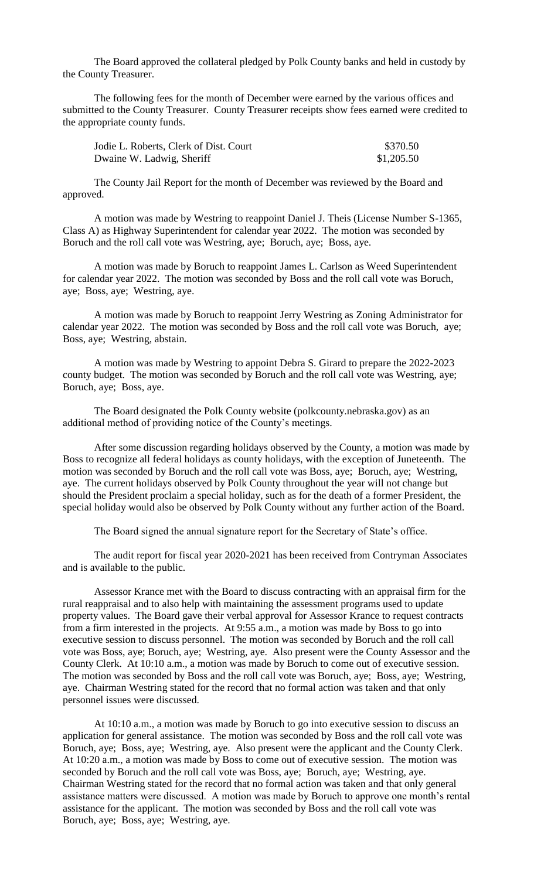The Board approved the collateral pledged by Polk County banks and held in custody by the County Treasurer.

The following fees for the month of December were earned by the various offices and submitted to the County Treasurer. County Treasurer receipts show fees earned were credited to the appropriate county funds.

| | |
|---|---|
| Jodie L. Roberts, Clerk of Dist. Court | $370.50 |
| Dwaine W. Ladwig, Sheriff | $1,205.50 |

The County Jail Report for the month of December was reviewed by the Board and approved.

A motion was made by Westring to reappoint Daniel J. Theis (License Number S-1365, Class A) as Highway Superintendent for calendar year 2022. The motion was seconded by Boruch and the roll call vote was Westring, aye; Boruch, aye; Boss, aye.

A motion was made by Boruch to reappoint James L. Carlson as Weed Superintendent for calendar year 2022. The motion was seconded by Boss and the roll call vote was Boruch, aye; Boss, aye; Westring, aye.

A motion was made by Boruch to reappoint Jerry Westring as Zoning Administrator for calendar year 2022. The motion was seconded by Boss and the roll call vote was Boruch, aye; Boss, aye; Westring, abstain.

A motion was made by Westring to appoint Debra S. Girard to prepare the 2022-2023 county budget. The motion was seconded by Boruch and the roll call vote was Westring, aye; Boruch, aye; Boss, aye.

The Board designated the Polk County website (polkcounty.nebraska.gov) as an additional method of providing notice of the County's meetings.

After some discussion regarding holidays observed by the County, a motion was made by Boss to recognize all federal holidays as county holidays, with the exception of Juneteenth. The motion was seconded by Boruch and the roll call vote was Boss, aye; Boruch, aye; Westring, aye. The current holidays observed by Polk County throughout the year will not change but should the President proclaim a special holiday, such as for the death of a former President, the special holiday would also be observed by Polk County without any further action of the Board.

The Board signed the annual signature report for the Secretary of State's office.

The audit report for fiscal year 2020-2021 has been received from Contryman Associates and is available to the public.

Assessor Krance met with the Board to discuss contracting with an appraisal firm for the rural reappraisal and to also help with maintaining the assessment programs used to update property values. The Board gave their verbal approval for Assessor Krance to request contracts from a firm interested in the projects. At 9:55 a.m., a motion was made by Boss to go into executive session to discuss personnel. The motion was seconded by Boruch and the roll call vote was Boss, aye; Boruch, aye; Westring, aye. Also present were the County Assessor and the County Clerk. At 10:10 a.m., a motion was made by Boruch to come out of executive session. The motion was seconded by Boss and the roll call vote was Boruch, aye; Boss, aye; Westring, aye. Chairman Westring stated for the record that no formal action was taken and that only personnel issues were discussed.

At 10:10 a.m., a motion was made by Boruch to go into executive session to discuss an application for general assistance. The motion was seconded by Boss and the roll call vote was Boruch, aye; Boss, aye; Westring, aye. Also present were the applicant and the County Clerk. At 10:20 a.m., a motion was made by Boss to come out of executive session. The motion was seconded by Boruch and the roll call vote was Boss, aye; Boruch, aye; Westring, aye. Chairman Westring stated for the record that no formal action was taken and that only general assistance matters were discussed. A motion was made by Boruch to approve one month's rental assistance for the applicant. The motion was seconded by Boss and the roll call vote was Boruch, aye; Boss, aye; Westring, aye.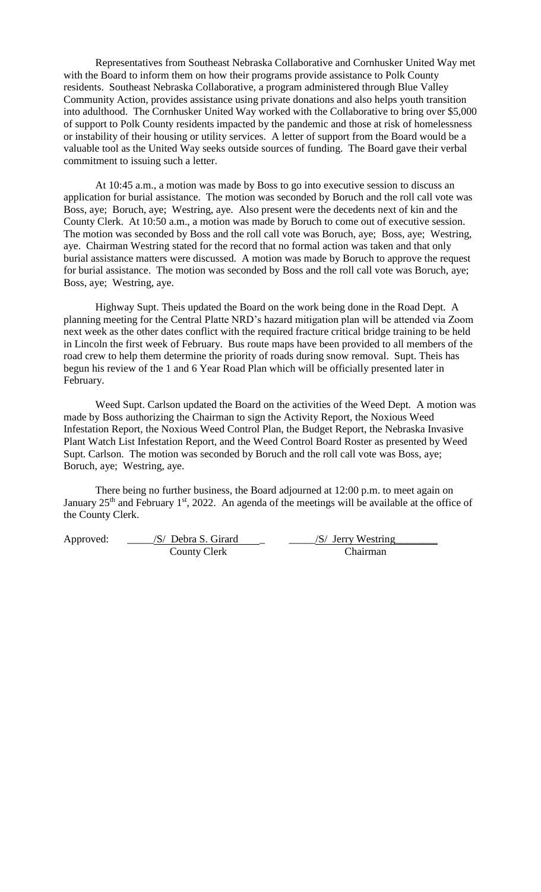Representatives from Southeast Nebraska Collaborative and Cornhusker United Way met with the Board to inform them on how their programs provide assistance to Polk County residents. Southeast Nebraska Collaborative, a program administered through Blue Valley Community Action, provides assistance using private donations and also helps youth transition into adulthood. The Cornhusker United Way worked with the Collaborative to bring over $5,000 of support to Polk County residents impacted by the pandemic and those at risk of homelessness or instability of their housing or utility services. A letter of support from the Board would be a valuable tool as the United Way seeks outside sources of funding. The Board gave their verbal commitment to issuing such a letter.

At 10:45 a.m., a motion was made by Boss to go into executive session to discuss an application for burial assistance. The motion was seconded by Boruch and the roll call vote was Boss, aye; Boruch, aye; Westring, aye. Also present were the decedents next of kin and the County Clerk. At 10:50 a.m., a motion was made by Boruch to come out of executive session. The motion was seconded by Boss and the roll call vote was Boruch, aye; Boss, aye; Westring, aye. Chairman Westring stated for the record that no formal action was taken and that only burial assistance matters were discussed. A motion was made by Boruch to approve the request for burial assistance. The motion was seconded by Boss and the roll call vote was Boruch, aye; Boss, aye; Westring, aye.

Highway Supt. Theis updated the Board on the work being done in the Road Dept. A planning meeting for the Central Platte NRD's hazard mitigation plan will be attended via Zoom next week as the other dates conflict with the required fracture critical bridge training to be held in Lincoln the first week of February. Bus route maps have been provided to all members of the road crew to help them determine the priority of roads during snow removal. Supt. Theis has begun his review of the 1 and 6 Year Road Plan which will be officially presented later in February.

Weed Supt. Carlson updated the Board on the activities of the Weed Dept. A motion was made by Boss authorizing the Chairman to sign the Activity Report, the Noxious Weed Infestation Report, the Noxious Weed Control Plan, the Budget Report, the Nebraska Invasive Plant Watch List Infestation Report, and the Weed Control Board Roster as presented by Weed Supt. Carlson. The motion was seconded by Boruch and the roll call vote was Boss, aye; Boruch, aye; Westring, aye.

There being no further business, the Board adjourned at 12:00 p.m. to meet again on January 25th and February 1st, 2022. An agenda of the meetings will be available at the office of the County Clerk.

Approved: /S/ Debra S. Girard — County Clerk

/S/ Jerry Westring — Chairman